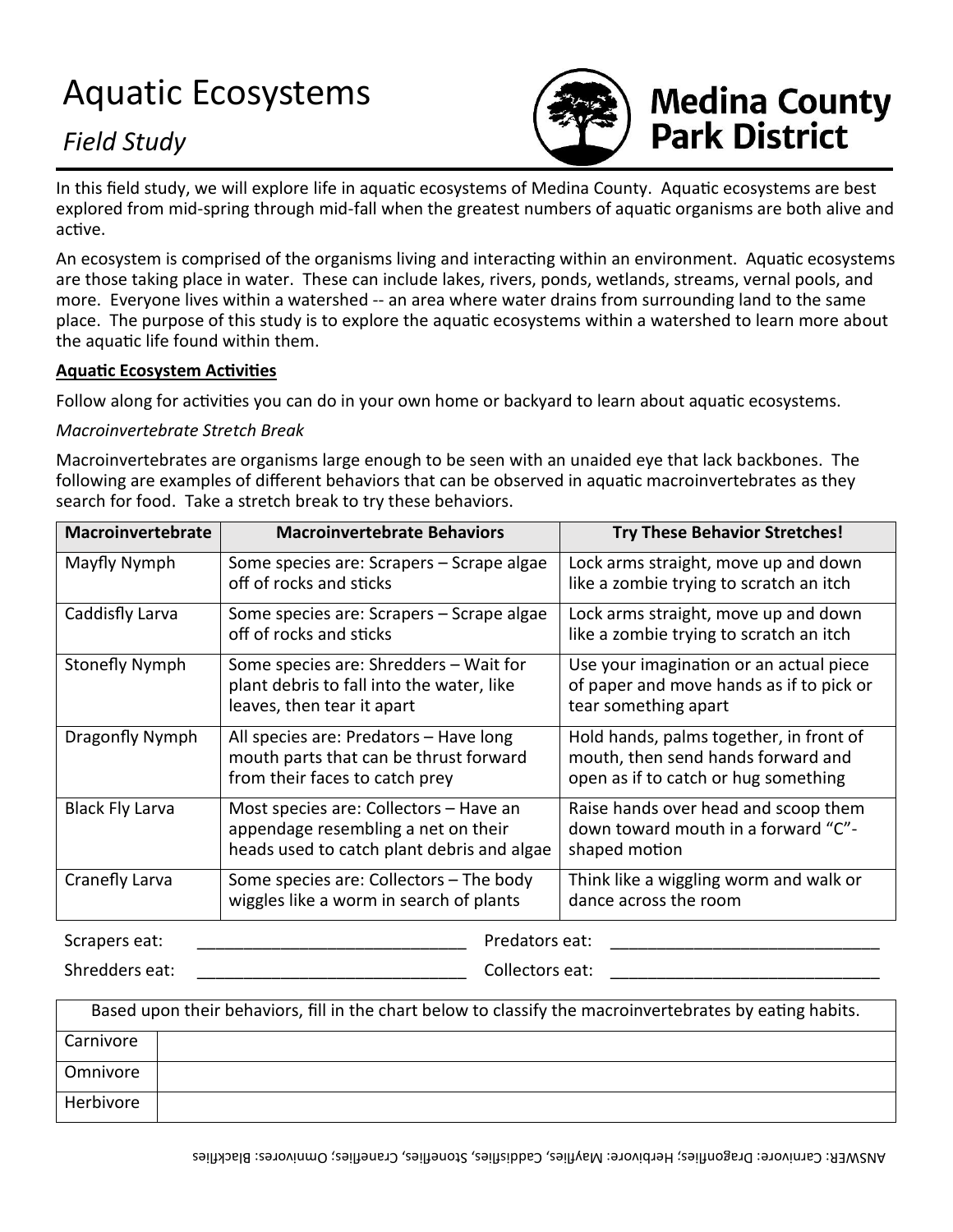# Aquatic Ecosystems

*Field Study*

**Medina County Park District**

In this field study, we will explore life in aquatic ecosystems of Medina County. Aquatic ecosystems are best explored from mid-spring through mid-fall when the greatest numbers of aquatic organisms are both alive and active.

An ecosystem is comprised of the organisms living and interacting within an environment. Aquatic ecosystems are those taking place in water. These can include lakes, rivers, ponds, wetlands, streams, vernal pools, and more. Everyone lives within a watershed -- an area where water drains from surrounding land to the same place. The purpose of this study is to explore the aquatic ecosystems within a watershed to learn more about the aquatic life found within them.

**Aquatic Ecosystem Activities**

Follow along for activities you can do in your own home or backyard to learn about aquatic ecosystems.

*Macroinvertebrate Stretch Break*

Macroinvertebrates are organisms large enough to be seen with an unaided eye that lack backbones. The following are examples of different behaviors that can be observed in aquatic macroinvertebrates as they search for food. Take a stretch break to try these behaviors.

| Macroinvertebrate | Macroinvertebrate Behaviors | Try These Behavior Stretches! |
|---|---|---|
| Mayfly Nymph | Some species are: Scrapers – Scrape algae off of rocks and sticks | Lock arms straight, move up and down like a zombie trying to scratch an itch |
| Caddisfly Larva | Some species are: Scrapers – Scrape algae off of rocks and sticks | Lock arms straight, move up and down like a zombie trying to scratch an itch |
| Stonefly Nymph | Some species are: Shredders – Wait for plant debris to fall into the water, like leaves, then tear it apart | Use your imagination or an actual piece of paper and move hands as if to pick or tear something apart |
| Dragonfly Nymph | All species are: Predators – Have long mouth parts that can be thrust forward from their faces to catch prey | Hold hands, palms together, in front of mouth, then send hands forward and open as if to catch or hug something |
| Black Fly Larva | Most species are: Collectors – Have an appendage resembling a net on their heads used to catch plant debris and algae | Raise hands over head and scoop them down toward mouth in a forward "C"-shaped motion |
| Cranefly Larva | Some species are: Collectors – The body wiggles like a worm in search of plants | Think like a wiggling worm and walk or dance across the room |

Scrapers eat: ______________________________ Predators eat: ______________________________

Shredders eat: ______________________________ Collectors eat: ______________________________

| Based upon their behaviors, fill in the chart below to classify the macroinvertebrates by eating habits. | |
|---|---|
| Carnivore | |
| Omnivore | |
| Herbivore | |

ANSWER: Carnivore: Dragonflies; Herbivore: Mayflies, Caddisflies, Stoneflies, Craneflies; Omnivores: Blackflies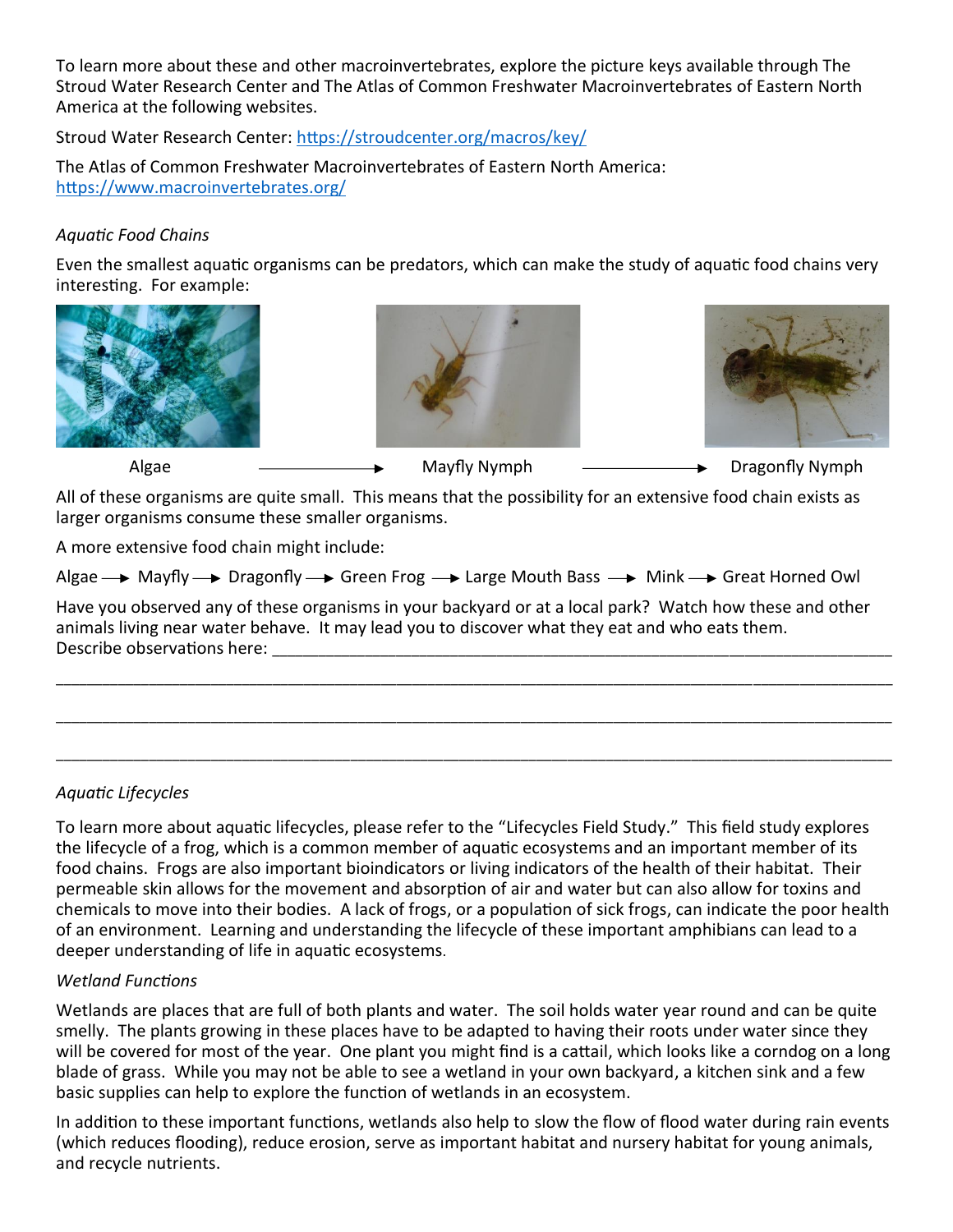To learn more about these and other macroinvertebrates, explore the picture keys available through The Stroud Water Research Center and The Atlas of Common Freshwater Macroinvertebrates of Eastern North America at the following websites.

Stroud Water Research Center: https://stroudcenter.org/macros/key/

The Atlas of Common Freshwater Macroinvertebrates of Eastern North America: https://www.macroinvertebrates.org/

*Aquatic Food Chains*

Even the smallest aquatic organisms can be predators, which can make the study of aquatic food chains very interesting. For example:

Algae ⟶ Mayfly Nymph ⟶ Dragonfly Nymph

All of these organisms are quite small. This means that the possibility for an extensive food chain exists as larger organisms consume these smaller organisms.

A more extensive food chain might include:

Algae ⟶ Mayfly ⟶ Dragonfly ⟶ Green Frog ⟶ Large Mouth Bass ⟶ Mink ⟶ Great Horned Owl

Have you observed any of these organisms in your backyard or at a local park? Watch how these and other animals living near water behave. It may lead you to discover what they eat and who eats them. Describe observations here: ______________________________________________________________________

______________________________________________________________________________________

______________________________________________________________________________________

______________________________________________________________________________________

*Aquatic Lifecycles*

To learn more about aquatic lifecycles, please refer to the "Lifecycles Field Study." This field study explores the lifecycle of a frog, which is a common member of aquatic ecosystems and an important member of its food chains. Frogs are also important bioindicators or living indicators of the health of their habitat. Their permeable skin allows for the movement and absorption of air and water but can also allow for toxins and chemicals to move into their bodies. A lack of frogs, or a population of sick frogs, can indicate the poor health of an environment. Learning and understanding the lifecycle of these important amphibians can lead to a deeper understanding of life in aquatic ecosystems.

*Wetland Functions*

Wetlands are places that are full of both plants and water. The soil holds water year round and can be quite smelly. The plants growing in these places have to be adapted to having their roots under water since they will be covered for most of the year. One plant you might find is a cattail, which looks like a corndog on a long blade of grass. While you may not be able to see a wetland in your own backyard, a kitchen sink and a few basic supplies can help to explore the function of wetlands in an ecosystem.

In addition to these important functions, wetlands also help to slow the flow of flood water during rain events (which reduces flooding), reduce erosion, serve as important habitat and nursery habitat for young animals, and recycle nutrients.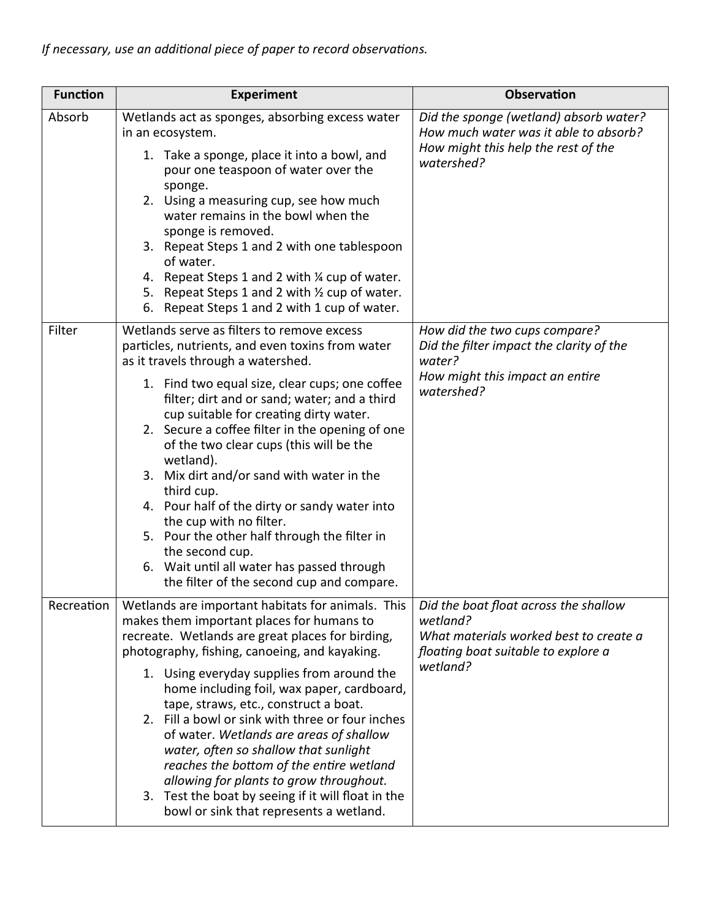*If necessary, use an additional piece of paper to record observations.*

| Function | Experiment | Observation |
|---|---|---|
| Absorb | Wetlands act as sponges, absorbing excess water in an ecosystem.<br>1. Take a sponge, place it into a bowl, and pour one teaspoon of water over the sponge.<br>2. Using a measuring cup, see how much water remains in the bowl when the sponge is removed.<br>3. Repeat Steps 1 and 2 with one tablespoon of water.<br>4. Repeat Steps 1 and 2 with ¼ cup of water.<br>5. Repeat Steps 1 and 2 with ½ cup of water.<br>6. Repeat Steps 1 and 2 with 1 cup of water. | *Did the sponge (wetland) absorb water?*<br>*How much water was it able to absorb?*<br>*How might this help the rest of the watershed?* |
| Filter | Wetlands serve as filters to remove excess particles, nutrients, and even toxins from water as it travels through a watershed.<br>1. Find two equal size, clear cups; one coffee filter; dirt and or sand; water; and a third cup suitable for creating dirty water.<br>2. Secure a coffee filter in the opening of one of the two clear cups (this will be the wetland).<br>3. Mix dirt and/or sand with water in the third cup.<br>4. Pour half of the dirty or sandy water into the cup with no filter.<br>5. Pour the other half through the filter in the second cup.<br>6. Wait until all water has passed through the filter of the second cup and compare. | *How did the two cups compare?*<br>*Did the filter impact the clarity of the water?*<br>*How might this impact an entire watershed?* |
| Recreation | Wetlands are important habitats for animals. This makes them important places for humans to recreate. Wetlands are great places for birding, photography, fishing, canoeing, and kayaking.<br>1. Using everyday supplies from around the home including foil, wax paper, cardboard, tape, straws, etc., construct a boat.<br>2. Fill a bowl or sink with three or four inches of water. *Wetlands are areas of shallow water, often so shallow that sunlight reaches the bottom of the entire wetland allowing for plants to grow throughout.*<br>3. Test the boat by seeing if it will float in the bowl or sink that represents a wetland. | *Did the boat float across the shallow wetland?*<br>*What materials worked best to create a floating boat suitable to explore a wetland?* |